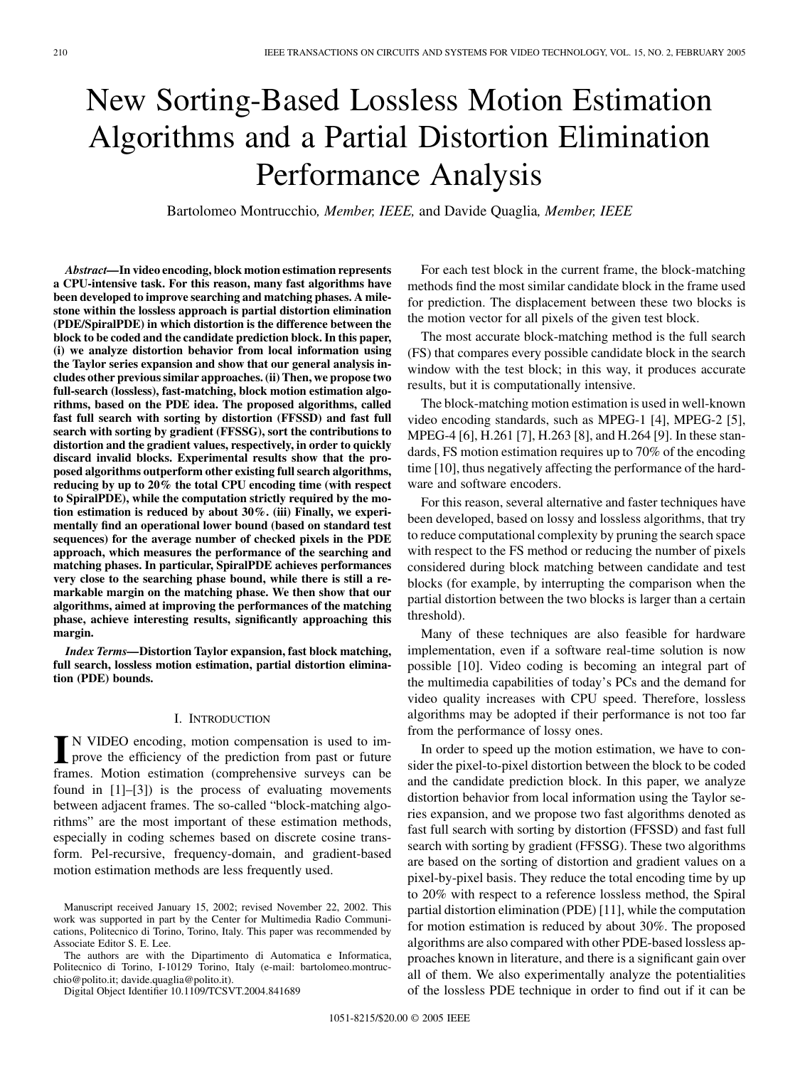# New Sorting-Based Lossless Motion Estimation Algorithms and a Partial Distortion Elimination Performance Analysis

Bartolomeo Montrucchio, *Member, IEEE,* and Davide Quaglia, *Member, IEEE*

***Abstract*—In video encoding, block motion estimation represents a CPU-intensive task. For this reason, many fast algorithms have been developed to improve searching and matching phases. A milestone within the lossless approach is partial distortion elimination (PDE/SpiralPDE) in which distortion is the difference between the block to be coded and the candidate prediction block. In this paper, (i) we analyze distortion behavior from local information using the Taylor series expansion and show that our general analysis includes other previous similar approaches. (ii) Then, we propose two full-search (lossless), fast-matching, block motion estimation algorithms, based on the PDE idea. The proposed algorithms, called fast full search with sorting by distortion (FFSSD) and fast full search with sorting by gradient (FFSSG), sort the contributions to distortion and the gradient values, respectively, in order to quickly discard invalid blocks. Experimental results show that the proposed algorithms outperform other existing full search algorithms, reducing by up to 20% the total CPU encoding time (with respect to SpiralPDE), while the computation strictly required by the motion estimation is reduced by about 30%. (iii) Finally, we experimentally find an operational lower bound (based on standard test sequences) for the average number of checked pixels in the PDE approach, which measures the performance of the searching and matching phases. In particular, SpiralPDE achieves performances very close to the searching phase bound, while there is still a remarkable margin on the matching phase. We then show that our algorithms, aimed at improving the performances of the matching phase, achieve interesting results, significantly approaching this margin.**

***Index Terms*—Distortion Taylor expansion, fast block matching, full search, lossless motion estimation, partial distortion elimination (PDE) bounds.**

## I. Introduction

IN VIDEO encoding, motion compensation is used to improve the efficiency of the prediction from past or future frames. Motion estimation (comprehensive surveys can be found in [1]–[3]) is the process of evaluating movements between adjacent frames. The so-called "block-matching algorithms" are the most important of these estimation methods, especially in coding schemes based on discrete cosine transform. Pel-recursive, frequency-domain, and gradient-based motion estimation methods are less frequently used.

For each test block in the current frame, the block-matching methods find the most similar candidate block in the frame used for prediction. The displacement between these two blocks is the motion vector for all pixels of the given test block.

The most accurate block-matching method is the full search (FS) that compares every possible candidate block in the search window with the test block; in this way, it produces accurate results, but it is computationally intensive.

The block-matching motion estimation is used in well-known video encoding standards, such as MPEG-1 [4], MPEG-2 [5], MPEG-4 [6], H.261 [7], H.263 [8], and H.264 [9]. In these standards, FS motion estimation requires up to 70% of the encoding time [10], thus negatively affecting the performance of the hardware and software encoders.

For this reason, several alternative and faster techniques have been developed, based on lossy and lossless algorithms, that try to reduce computational complexity by pruning the search space with respect to the FS method or reducing the number of pixels considered during block matching between candidate and test blocks (for example, by interrupting the comparison when the partial distortion between the two blocks is larger than a certain threshold).

Many of these techniques are also feasible for hardware implementation, even if a software real-time solution is now possible [10]. Video coding is becoming an integral part of the multimedia capabilities of today's PCs and the demand for video quality increases with CPU speed. Therefore, lossless algorithms may be adopted if their performance is not too far from the performance of lossy ones.

In order to speed up the motion estimation, we have to consider the pixel-to-pixel distortion between the block to be coded and the candidate prediction block. In this paper, we analyze distortion behavior from local information using the Taylor series expansion, and we propose two fast algorithms denoted as fast full search with sorting by distortion (FFSSD) and fast full search with sorting by gradient (FFSSG). These two algorithms are based on the sorting of distortion and gradient values on a pixel-by-pixel basis. They reduce the total encoding time by up to 20% with respect to a reference lossless method, the Spiral partial distortion elimination (PDE) [11], while the computation for motion estimation is reduced by about 30%. The proposed algorithms are also compared with other PDE-based lossless approaches known in literature, and there is a significant gain over all of them. We also experimentally analyze the potentialities of the lossless PDE technique in order to find out if it can be

Manuscript received January 15, 2002; revised November 22, 2002. This work was supported in part by the Center for Multimedia Radio Communications, Politecnico di Torino, Torino, Italy. This paper was recommended by Associate Editor S. E. Lee.

The authors are with the Dipartimento di Automatica e Informatica, Politecnico di Torino, I-10129 Torino, Italy (e-mail: bartolomeo.montrucchio@polito.it; davide.quaglia@polito.it).

Digital Object Identifier 10.1109/TCSVT.2004.841689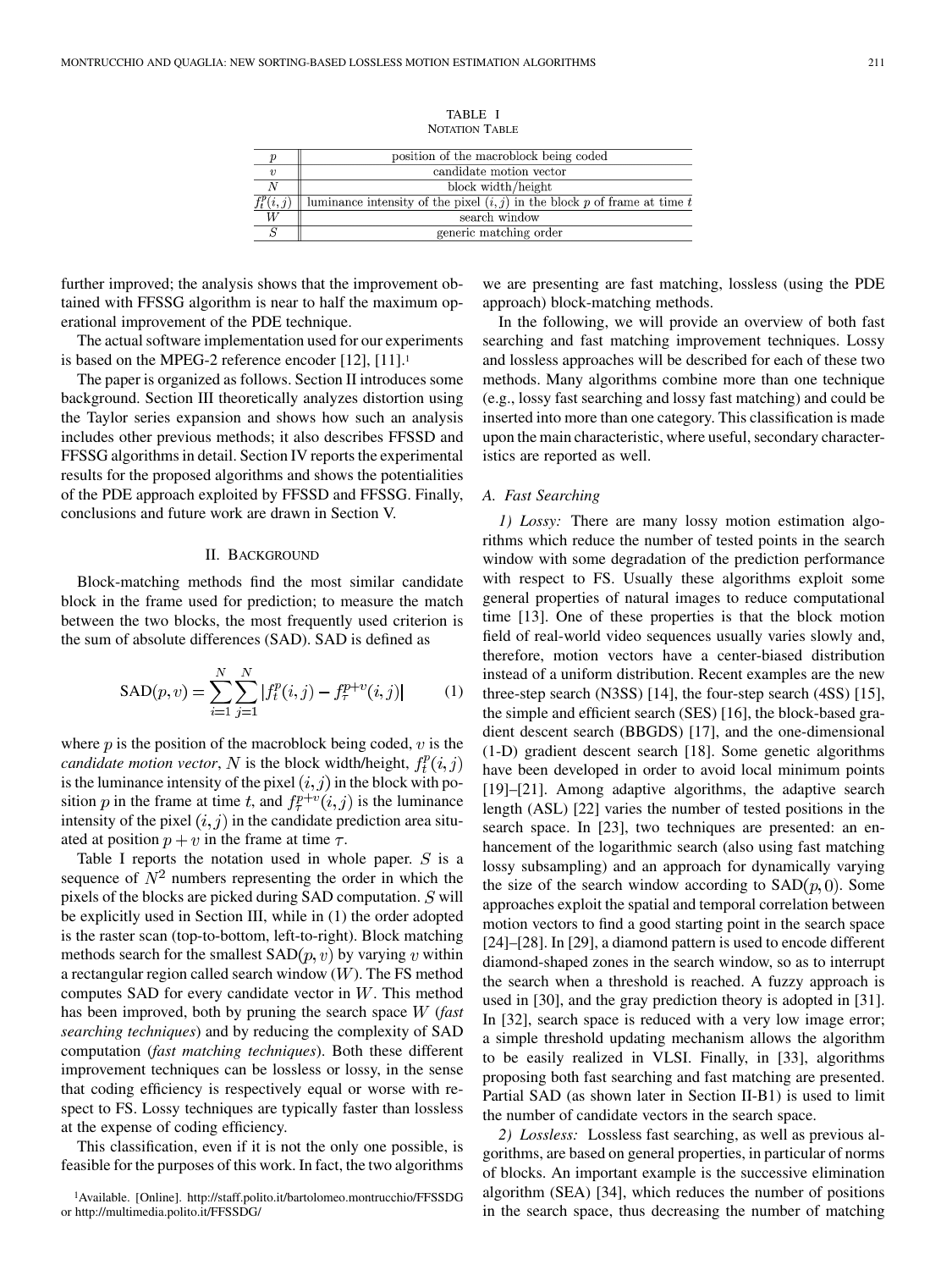TABLE I
NOTATION TABLE

| | |
|---|---|
| $p$ | position of the macroblock being coded |
| $v$ | candidate motion vector |
| $N$ | block width/height |
| $f_t^p(i,j)$ | luminance intensity of the pixel $(i,j)$ in the block $p$ of frame at time $t$ |
| $W$ | search window |
| $S$ | generic matching order |

further improved; the analysis shows that the improvement obtained with FFSSG algorithm is near to half the maximum operational improvement of the PDE technique.

The actual software implementation used for our experiments is based on the MPEG-2 reference encoder [12], [11].[1]

The paper is organized as follows. Section II introduces some background. Section III theoretically analyzes distortion using the Taylor series expansion and shows how such an analysis includes other previous methods; it also describes FFSSD and FFSSG algorithms in detail. Section IV reports the experimental results for the proposed algorithms and shows the potentialities of the PDE approach exploited by FFSSD and FFSSG. Finally, conclusions and future work are drawn in Section V.

## II. Background

Block-matching methods find the most similar candidate block in the frame used for prediction; to measure the match between the two blocks, the most frequently used criterion is the sum of absolute differences (SAD). SAD is defined as

$$\mathrm{SAD}(p,v) = \sum_{i=1}^{N}\sum_{j=1}^{N} \left| f_t^p(i,j) - f_\tau^{p+v}(i,j) \right| \tag{1}$$

where $p$ is the position of the macroblock being coded, $v$ is the *candidate motion vector*, $N$ is the block width/height, $f_t^p(i,j)$ is the luminance intensity of the pixel $(i,j)$ in the block with position $p$ in the frame at time $t$, and $f_\tau^{p+v}(i,j)$ is the luminance intensity of the pixel $(i,j)$ in the candidate prediction area situated at position $p+v$ in the frame at time $\tau$.

Table I reports the notation used in whole paper. $S$ is a sequence of $N^2$ numbers representing the order in which the pixels of the blocks are picked during SAD computation. $S$ will be explicitly used in Section III, while in (1) the order adopted is the raster scan (top-to-bottom, left-to-right). Block matching methods search for the smallest $\mathrm{SAD}(p,v)$ by varying $v$ within a rectangular region called search window ($W$). The FS method computes SAD for every candidate vector in $W$. This method has been improved, both by pruning the search space $W$ (*fast searching techniques*) and by reducing the complexity of SAD computation (*fast matching techniques*). Both these different improvement techniques can be lossless or lossy, in the sense that coding efficiency is respectively equal or worse with respect to FS. Lossy techniques are typically faster than lossless at the expense of coding efficiency.

This classification, even if it is not the only one possible, is feasible for the purposes of this work. In fact, the two algorithms we are presenting are fast matching, lossless (using the PDE approach) block-matching methods.

In the following, we will provide an overview of both fast searching and fast matching improvement techniques. Lossy and lossless approaches will be described for each of these two methods. Many algorithms combine more than one technique (e.g., lossy fast searching and lossy fast matching) and could be inserted into more than one category. This classification is made upon the main characteristic, where useful, secondary characteristics are reported as well.

### A. Fast Searching

*1) Lossy:* There are many lossy motion estimation algorithms which reduce the number of tested points in the search window with some degradation of the prediction performance with respect to FS. Usually these algorithms exploit some general properties of natural images to reduce computational time [13]. One of these properties is that the block motion field of real-world video sequences usually varies slowly and, therefore, motion vectors have a center-biased distribution instead of a uniform distribution. Recent examples are the new three-step search (N3SS) [14], the four-step search (4SS) [15], the simple and efficient search (SES) [16], the block-based gradient descent search (BBGDS) [17], and the one-dimensional (1-D) gradient descent search [18]. Some genetic algorithms have been developed in order to avoid local minimum points [19]–[21]. Among adaptive algorithms, the adaptive search length (ASL) [22] varies the number of tested positions in the search space. In [23], two techniques are presented: an enhancement of the logarithmic search (also using fast matching lossy subsampling) and an approach for dynamically varying the size of the search window according to $\mathrm{SAD}(p,0)$. Some approaches exploit the spatial and temporal correlation between motion vectors to find a good starting point in the search space [24]–[28]. In [29], a diamond pattern is used to encode different diamond-shaped zones in the search window, so as to interrupt the search when a threshold is reached. A fuzzy approach is used in [30], and the gray prediction theory is adopted in [31]. In [32], search space is reduced with a very low image error; a simple threshold updating mechanism allows the algorithm to be easily realized in VLSI. Finally, in [33], algorithms proposing both fast searching and fast matching are presented. Partial SAD (as shown later in Section II-B1) is used to limit the number of candidate vectors in the search space.

*2) Lossless:* Lossless fast searching, as well as previous algorithms, are based on general properties, in particular of norms of blocks. An important example is the successive elimination algorithm (SEA) [34], which reduces the number of positions in the search space, thus decreasing the number of matching

[1]Available. [Online]. http://staff.polito.it/bartolomeo.montrucchio/FFSSDG or http://multimedia.polito.it/FFSSDG/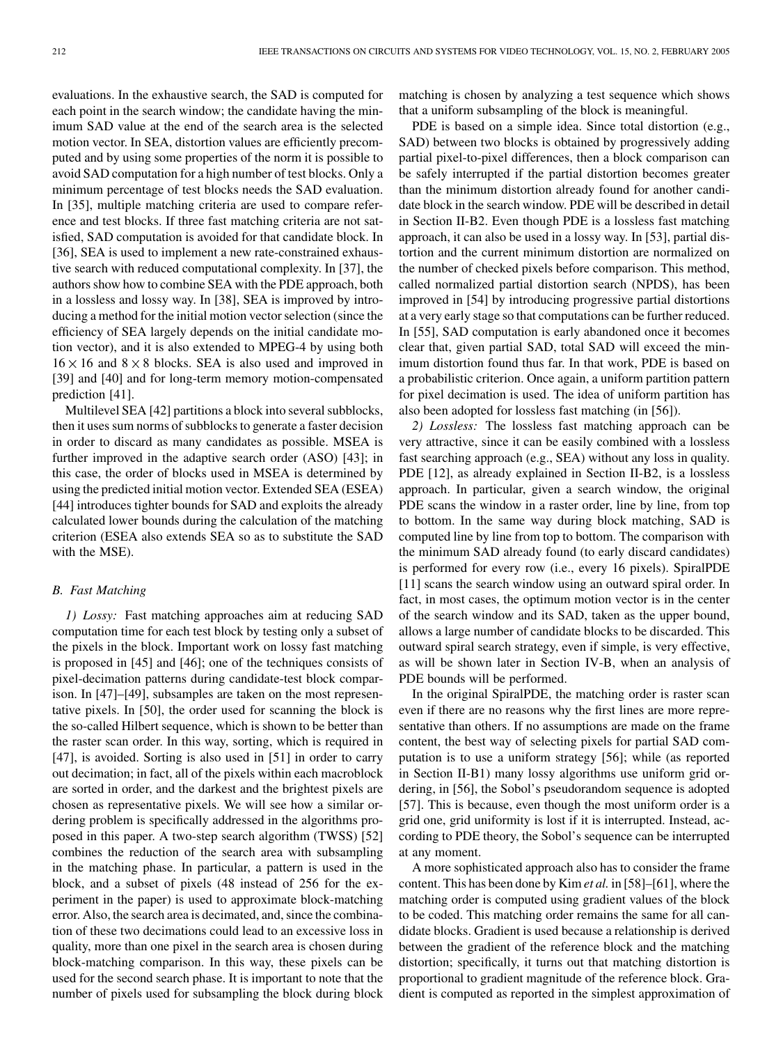evaluations. In the exhaustive search, the SAD is computed for each point in the search window; the candidate having the minimum SAD value at the end of the search area is the selected motion vector. In SEA, distortion values are efficiently precomputed and by using some properties of the norm it is possible to avoid SAD computation for a high number of test blocks. Only a minimum percentage of test blocks needs the SAD evaluation. In [35], multiple matching criteria are used to compare reference and test blocks. If three fast matching criteria are not satisfied, SAD computation is avoided for that candidate block. In [36], SEA is used to implement a new rate-constrained exhaustive search with reduced computational complexity. In [37], the authors show how to combine SEA with the PDE approach, both in a lossless and lossy way. In [38], SEA is improved by introducing a method for the initial motion vector selection (since the efficiency of SEA largely depends on the initial candidate motion vector), and it is also extended to MPEG-4 by using both $16 \times 16$ and $8 \times 8$ blocks. SEA is also used and improved in [39] and [40] and for long-term memory motion-compensated prediction [41].

Multilevel SEA [42] partitions a block into several subblocks, then it uses sum norms of subblocks to generate a faster decision in order to discard as many candidates as possible. MSEA is further improved in the adaptive search order (ASO) [43]; in this case, the order of blocks used in MSEA is determined by using the predicted initial motion vector. Extended SEA (ESEA) [44] introduces tighter bounds for SAD and exploits the already calculated lower bounds during the calculation of the matching criterion (ESEA also extends SEA so as to substitute the SAD with the MSE).

### B. Fast Matching

*1) Lossy:* Fast matching approaches aim at reducing SAD computation time for each test block by testing only a subset of the pixels in the block. Important work on lossy fast matching is proposed in [45] and [46]; one of the techniques consists of pixel-decimation patterns during candidate-test block comparison. In [47]–[49], subsamples are taken on the most representative pixels. In [50], the order used for scanning the block is the so-called Hilbert sequence, which is shown to be better than the raster scan order. In this way, sorting, which is required in [47], is avoided. Sorting is also used in [51] in order to carry out decimation; in fact, all of the pixels within each macroblock are sorted in order, and the darkest and the brightest pixels are chosen as representative pixels. We will see how a similar ordering problem is specifically addressed in the algorithms proposed in this paper. A two-step search algorithm (TWSS) [52] combines the reduction of the search area with subsampling in the matching phase. In particular, a pattern is used in the block, and a subset of pixels (48 instead of 256 for the experiment in the paper) is used to approximate block-matching error. Also, the search area is decimated, and, since the combination of these two decimations could lead to an excessive loss in quality, more than one pixel in the search area is chosen during block-matching comparison. In this way, these pixels can be used for the second search phase. It is important to note that the number of pixels used for subsampling the block during block matching is chosen by analyzing a test sequence which shows that a uniform subsampling of the block is meaningful.

PDE is based on a simple idea. Since total distortion (e.g., SAD) between two blocks is obtained by progressively adding partial pixel-to-pixel differences, then a block comparison can be safely interrupted if the partial distortion becomes greater than the minimum distortion already found for another candidate block in the search window. PDE will be described in detail in Section II-B2. Even though PDE is a lossless fast matching approach, it can also be used in a lossy way. In [53], partial distortion and the current minimum distortion are normalized on the number of checked pixels before comparison. This method, called normalized partial distortion search (NPDS), has been improved in [54] by introducing progressive partial distortions at a very early stage so that computations can be further reduced. In [55], SAD computation is early abandoned once it becomes clear that, given partial SAD, total SAD will exceed the minimum distortion found thus far. In that work, PDE is based on a probabilistic criterion. Once again, a uniform partition pattern for pixel decimation is used. The idea of uniform partition has also been adopted for lossless fast matching (in [56]).

*2) Lossless:* The lossless fast matching approach can be very attractive, since it can be easily combined with a lossless fast searching approach (e.g., SEA) without any loss in quality. PDE [12], as already explained in Section II-B2, is a lossless approach. In particular, given a search window, the original PDE scans the window in a raster order, line by line, from top to bottom. In the same way during block matching, SAD is computed line by line from top to bottom. The comparison with the minimum SAD already found (to early discard candidates) is performed for every row (i.e., every 16 pixels). SpiralPDE [11] scans the search window using an outward spiral order. In fact, in most cases, the optimum motion vector is in the center of the search window and its SAD, taken as the upper bound, allows a large number of candidate blocks to be discarded. This outward spiral search strategy, even if simple, is very effective, as will be shown later in Section IV-B, when an analysis of PDE bounds will be performed.

In the original SpiralPDE, the matching order is raster scan even if there are no reasons why the first lines are more representative than others. If no assumptions are made on the frame content, the best way of selecting pixels for partial SAD computation is to use a uniform strategy [56]; while (as reported in Section II-B1) many lossy algorithms use uniform grid ordering, in [56], the Sobol's pseudorandom sequence is adopted [57]. This is because, even though the most uniform order is a grid one, grid uniformity is lost if it is interrupted. Instead, according to PDE theory, the Sobol's sequence can be interrupted at any moment.

A more sophisticated approach also has to consider the frame content. This has been done by Kim *et al.* in [58]–[61], where the matching order is computed using gradient values of the block to be coded. This matching order remains the same for all candidate blocks. Gradient is used because a relationship is derived between the gradient of the reference block and the matching distortion; specifically, it turns out that matching distortion is proportional to gradient magnitude of the reference block. Gradient is computed as reported in the simplest approximation of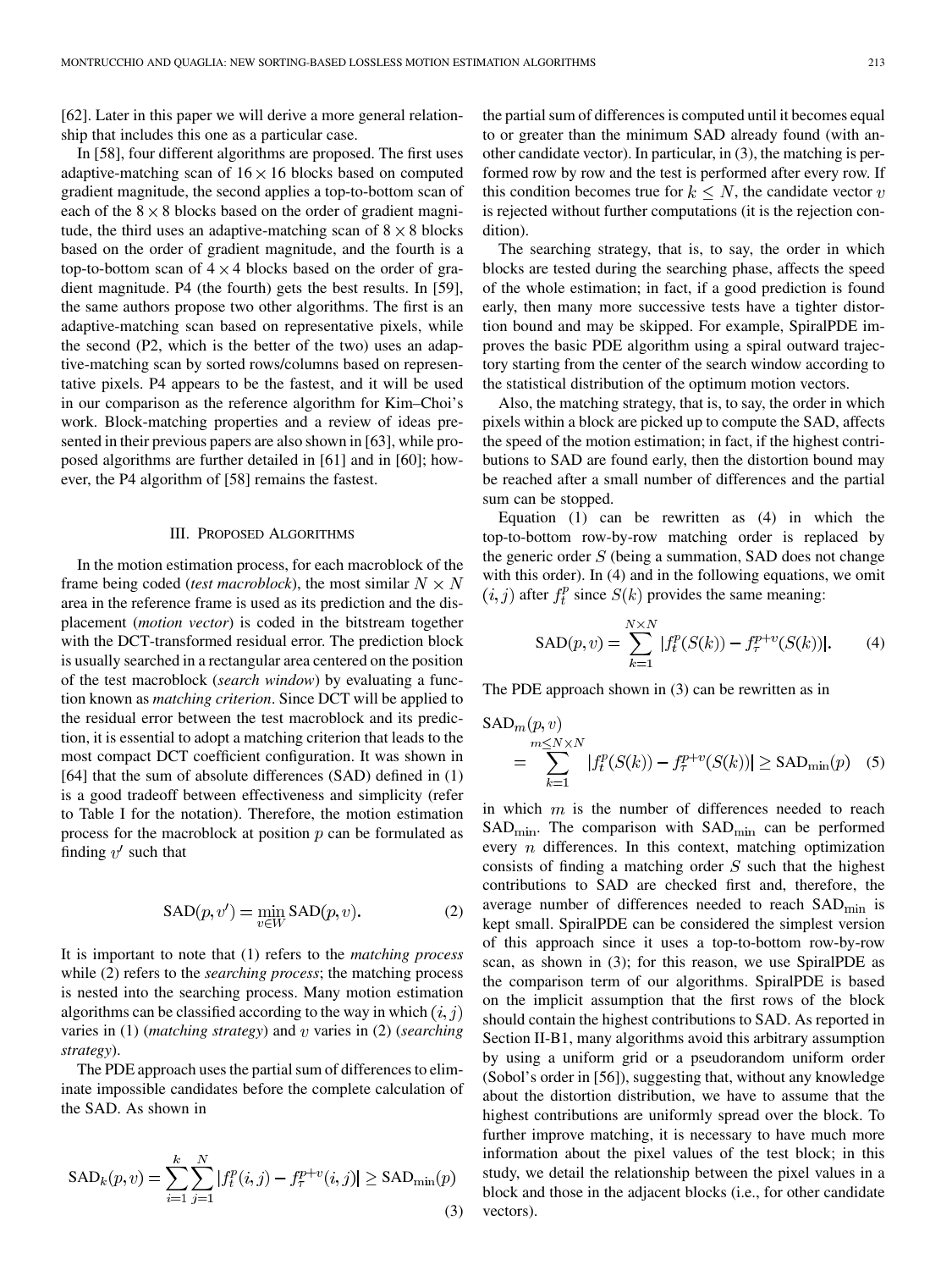[62]. Later in this paper we will derive a more general relationship that includes this one as a particular case.

In [58], four different algorithms are proposed. The first uses adaptive-matching scan of $16 \times 16$ blocks based on computed gradient magnitude, the second applies a top-to-bottom scan of each of the $8 \times 8$ blocks based on the order of gradient magnitude, the third uses an adaptive-matching scan of $8 \times 8$ blocks based on the order of gradient magnitude, and the fourth is a top-to-bottom scan of $4 \times 4$ blocks based on the order of gradient magnitude. P4 (the fourth) gets the best results. In [59], the same authors propose two other algorithms. The first is an adaptive-matching scan based on representative pixels, while the second (P2, which is the better of the two) uses an adaptive-matching scan by sorted rows/columns based on representative pixels. P4 appears to be the fastest, and it will be used in our comparison as the reference algorithm for Kim–Choi's work. Block-matching properties and a review of ideas presented in their previous papers are also shown in [63], while proposed algorithms are further detailed in [61] and in [60]; however, the P4 algorithm of [58] remains the fastest.

## III. Proposed Algorithms

In the motion estimation process, for each macroblock of the frame being coded (*test macroblock*), the most similar $N \times N$ area in the reference frame is used as its prediction and the displacement (*motion vector*) is coded in the bitstream together with the DCT-transformed residual error. The prediction block is usually searched in a rectangular area centered on the position of the test macroblock (*search window*) by evaluating a function known as *matching criterion*. Since DCT will be applied to the residual error between the test macroblock and its prediction, it is essential to adopt a matching criterion that leads to the most compact DCT coefficient configuration. It was shown in [64] that the sum of absolute differences (SAD) defined in (1) is a good tradeoff between effectiveness and simplicity (refer to Table I for the notation). Therefore, the motion estimation process for the macroblock at position $p$ can be formulated as finding $v'$ such that

$$\mathrm{SAD}(p, v') = \min_{v \in W} \mathrm{SAD}(p, v). \tag{2}$$

It is important to note that (1) refers to the *matching process* while (2) refers to the *searching process*; the matching process is nested into the searching process. Many motion estimation algorithms can be classified according to the way in which $(i, j)$ varies in (1) (*matching strategy*) and $v$ varies in (2) (*searching strategy*).

The PDE approach uses the partial sum of differences to eliminate impossible candidates before the complete calculation of the SAD. As shown in

$$\mathrm{SAD}_k(p, v) = \sum_{i=1}^{k} \sum_{j=1}^{N} |f_t^p(i,j) - f_\tau^{p+v}(i,j)| \geq \mathrm{SAD}_{\min}(p) \tag{3}$$

the partial sum of differences is computed until it becomes equal to or greater than the minimum SAD already found (with another candidate vector). In particular, in (3), the matching is performed row by row and the test is performed after every row. If this condition becomes true for $k \leq N$, the candidate vector $v$ is rejected without further computations (it is the rejection condition).

The searching strategy, that is, to say, the order in which blocks are tested during the searching phase, affects the speed of the whole estimation; in fact, if a good prediction is found early, then many more successive tests have a tighter distortion bound and may be skipped. For example, SpiralPDE improves the basic PDE algorithm using a spiral outward trajectory starting from the center of the search window according to the statistical distribution of the optimum motion vectors.

Also, the matching strategy, that is, to say, the order in which pixels within a block are picked up to compute the SAD, affects the speed of the motion estimation; in fact, if the highest contributions to SAD are found early, then the distortion bound may be reached after a small number of differences and the partial sum can be stopped.

Equation (1) can be rewritten as (4) in which the top-to-bottom row-by-row matching order is replaced by the generic order $S$ (being a summation, SAD does not change with this order). In (4) and in the following equations, we omit $(i, j)$ after $f_t^p$ since $S(k)$ provides the same meaning:

$$\mathrm{SAD}(p, v) = \sum_{k=1}^{N \times N} |f_t^p(S(k)) - f_\tau^{p+v}(S(k))|. \tag{4}$$

The PDE approach shown in (3) can be rewritten as in

$$\mathrm{SAD}_m(p, v) = \sum_{k=1}^{m \leq N \times N} |f_t^p(S(k)) - f_\tau^{p+v}(S(k))| \geq \mathrm{SAD}_{\min}(p) \tag{5}$$

in which $m$ is the number of differences needed to reach $\mathrm{SAD}_{\min}$. The comparison with $\mathrm{SAD}_{\min}$ can be performed every $n$ differences. In this context, matching optimization consists of finding a matching order $S$ such that the highest contributions to SAD are checked first and, therefore, the average number of differences needed to reach $\mathrm{SAD}_{\min}$ is kept small. SpiralPDE can be considered the simplest version of this approach since it uses a top-to-bottom row-by-row scan, as shown in (3); for this reason, we use SpiralPDE as the comparison term of our algorithms. SpiralPDE is based on the implicit assumption that the first rows of the block should contain the highest contributions to SAD. As reported in Section II-B1, many algorithms avoid this arbitrary assumption by using a uniform grid or a pseudorandom uniform order (Sobol's order in [56]), suggesting that, without any knowledge about the distortion distribution, we have to assume that the highest contributions are uniformly spread over the block. To further improve matching, it is necessary to have much more information about the pixel values of the test block; in this study, we detail the relationship between the pixel values in a block and those in the adjacent blocks (i.e., for other candidate vectors).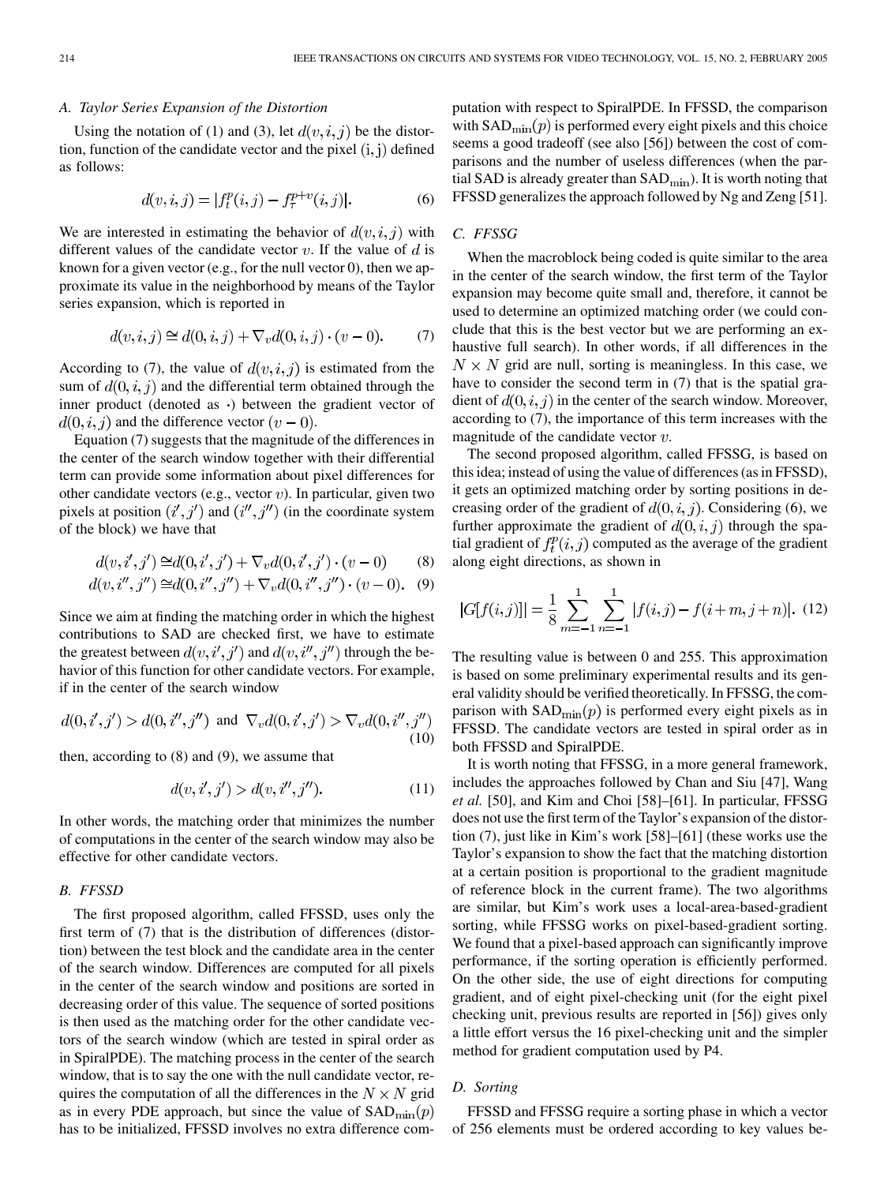### A. Taylor Series Expansion of the Distortion

Using the notation of (1) and (3), let $d(v,i,j)$ be the distortion, function of the candidate vector and the pixel (i, j) defined as follows:

$$d(v,i,j) = |f_t^p(i,j) - f_\tau^{p+v}(i,j)|. \quad (6)$$

We are interested in estimating the behavior of $d(v,i,j)$ with different values of the candidate vector $v$. If the value of $d$ is known for a given vector (e.g., for the null vector 0), then we approximate its value in the neighborhood by means of the Taylor series expansion, which is reported in

$$d(v,i,j) \cong d(0,i,j) + \nabla_v d(0,i,j) \cdot (v - 0). \quad (7)$$

According to (7), the value of $d(v,i,j)$ is estimated from the sum of $d(0,i,j)$ and the differential term obtained through the inner product (denoted as $\cdot$) between the gradient vector of $d(0,i,j)$ and the difference vector $(v-0)$.

Equation (7) suggests that the magnitude of the differences in the center of the search window together with their differential term can provide some information about pixel differences for other candidate vectors (e.g., vector $v$). In particular, given two pixels at position $(i',j')$ and $(i'',j'')$ (in the coordinate system of the block) we have that

$$d(v,i',j') \cong d(0,i',j') + \nabla_v d(0,i',j') \cdot (v - 0) \quad (8)$$

$$d(v,i'',j'') \cong d(0,i'',j'') + \nabla_v d(0,i'',j'') \cdot (v - 0). \quad (9)$$

Since we aim at finding the matching order in which the highest contributions to SAD are checked first, we have to estimate the greatest between $d(v,i',j')$ and $d(v,i'',j'')$ through the behavior of this function for other candidate vectors. For example, if in the center of the search window

$$d(0,i',j') > d(0,i'',j'') \text{ and } \nabla_v d(0,i',j') > \nabla_v d(0,i'',j'') \quad (10)$$

then, according to (8) and (9), we assume that

$$d(v,i',j') > d(v,i'',j''). \quad (11)$$

In other words, the matching order that minimizes the number of computations in the center of the search window may also be effective for other candidate vectors.

### B. FFSSD

The first proposed algorithm, called FFSSD, uses only the first term of (7) that is the distribution of differences (distortion) between the test block and the candidate area in the center of the search window. Differences are computed for all pixels in the center of the search window and positions are sorted in decreasing order of this value. The sequence of sorted positions is then used as the matching order for the other candidate vectors of the search window (which are tested in spiral order as in SpiralPDE). The matching process in the center of the search window, that is to say the one with the null candidate vector, requires the computation of all the differences in the $N \times N$ grid as in every PDE approach, but since the value of $\text{SAD}_{\min}(p)$ has to be initialized, FFSSD involves no extra difference computation with respect to SpiralPDE. In FFSSD, the comparison with $\text{SAD}_{\min}(p)$ is performed every eight pixels and this choice seems a good tradeoff (see also [56]) between the cost of comparisons and the number of useless differences (when the partial SAD is already greater than $\text{SAD}_{\min}$). It is worth noting that FFSSD generalizes the approach followed by Ng and Zeng [51].

### C. FFSSG

When the macroblock being coded is quite similar to the area in the center of the search window, the first term of the Taylor expansion may become quite small and, therefore, it cannot be used to determine an optimized matching order (we could conclude that this is the best vector but we are performing an exhaustive full search). In other words, if all differences in the $N \times N$ grid are null, sorting is meaningless. In this case, we have to consider the second term in (7) that is the spatial gradient of $d(0,i,j)$ in the center of the search window. Moreover, according to (7), the importance of this term increases with the magnitude of the candidate vector $v$.

The second proposed algorithm, called FFSSG, is based on this idea; instead of using the value of differences (as in FFSSD), it gets an optimized matching order by sorting positions in decreasing order of the gradient of $d(0,i,j)$. Considering (6), we further approximate the gradient of $d(0,i,j)$ through the spatial gradient of $f_t^p(i,j)$ computed as the average of the gradient along eight directions, as shown in

$$|G[f(i,j)]| = \frac{1}{8} \sum_{m=-1}^{1} \sum_{n=-1}^{1} |f(i,j) - f(i+m, j+n)|. \quad (12)$$

The resulting value is between 0 and 255. This approximation is based on some preliminary experimental results and its general validity should be verified theoretically. In FFSSG, the comparison with $\text{SAD}_{\min}(p)$ is performed every eight pixels as in FFSSD. The candidate vectors are tested in spiral order as in both FFSSD and SpiralPDE.

It is worth noting that FFSSG, in a more general framework, includes the approaches followed by Chan and Siu [47], Wang *et al.* [50], and Kim and Choi [58]–[61]. In particular, FFSSG does not use the first term of the Taylor's expansion of the distortion (7), just like in Kim's work [58]–[61] (these works use the Taylor's expansion to show the fact that the matching distortion at a certain position is proportional to the gradient magnitude of reference block in the current frame). The two algorithms are similar, but Kim's work uses a local-area-based-gradient sorting, while FFSSG works on pixel-based-gradient sorting. We found that a pixel-based approach can significantly improve performance, if the sorting operation is efficiently performed. On the other side, the use of eight directions for computing gradient, and of eight pixel-checking unit (for the eight pixel checking unit, previous results are reported in [56]) gives only a little effort versus the 16 pixel-checking unit and the simpler method for gradient computation used by P4.

### D. Sorting

FFSSD and FFSSG require a sorting phase in which a vector of 256 elements must be ordered according to key values be-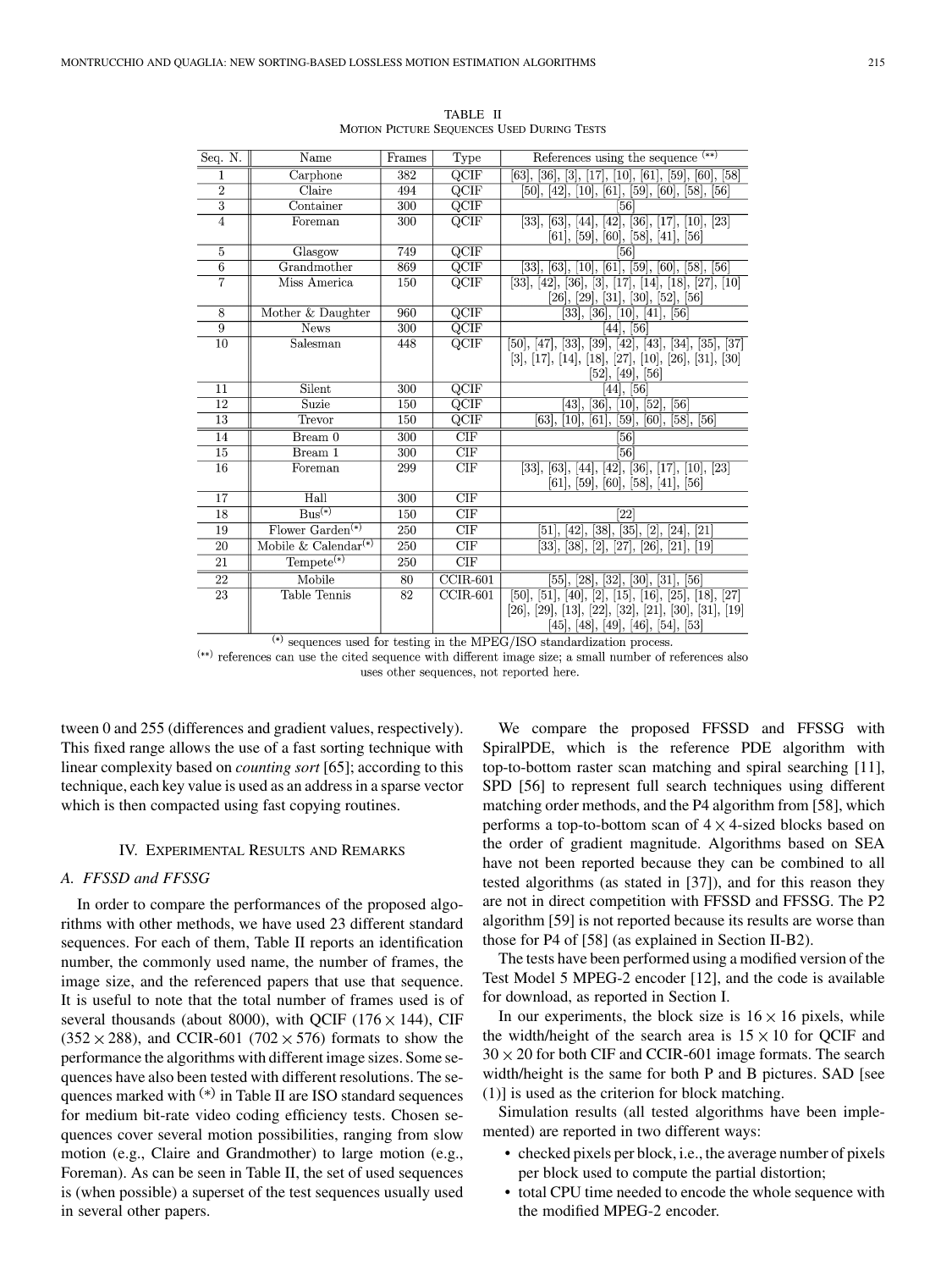TABLE II
MOTION PICTURE SEQUENCES USED DURING TESTS

| Seq. N. | Name | Frames | Type | References using the sequence (**) |
|---|---|---|---|---|
| 1 | Carphone | 382 | QCIF | [63], [36], [3], [17], [10], [61], [59], [60], [58] |
| 2 | Claire | 494 | QCIF | [50], [42], [10], [61], [59], [60], [58], [56] |
| 3 | Container | 300 | QCIF | [56] |
| 4 | Foreman | 300 | QCIF | [33], [63], [44], [42], [36], [17], [10], [23] [61], [59], [60], [58], [41], [56] |
| 5 | Glasgow | 749 | QCIF | [56] |
| 6 | Grandmother | 869 | QCIF | [33], [63], [10], [61], [59], [60], [58], [56] |
| 7 | Miss America | 150 | QCIF | [33], [42], [36], [3], [17], [14], [18], [27], [10] [26], [29], [31], [30], [52], [56] |
| 8 | Mother & Daughter | 960 | QCIF | [33], [36], [10], [41], [56] |
| 9 | News | 300 | QCIF | [44], [56] |
| 10 | Salesman | 448 | QCIF | [50], [47], [33], [39], [42], [43], [34], [35], [37] [3], [17], [14], [18], [27], [10], [26], [31], [30] [52], [49], [56] |
| 11 | Silent | 300 | QCIF | [44], [56] |
| 12 | Suzie | 150 | QCIF | [43], [36], [10], [52], [56] |
| 13 | Trevor | 150 | QCIF | [63], [10], [61], [59], [60], [58], [56] |
| 14 | Bream 0 | 300 | CIF | [56] |
| 15 | Bream 1 | 300 | CIF | [56] |
| 16 | Foreman | 299 | CIF | [33], [63], [44], [42], [36], [17], [10], [23] [61], [59], [60], [58], [41], [56] |
| 17 | Hall | 300 | CIF | |
| 18 | Bus(*) | 150 | CIF | [22] |
| 19 | Flower Garden(*) | 250 | CIF | [51], [42], [38], [35], [2], [24], [21] |
| 20 | Mobile & Calendar(*) | 250 | CIF | [33], [38], [2], [27], [26], [21], [19] |
| 21 | Tempete(*) | 250 | CIF | |
| 22 | Mobile | 80 | CCIR-601 | [55], [28], [32], [30], [31], [56] |
| 23 | Table Tennis | 82 | CCIR-601 | [50], [51], [40], [2], [15], [16], [25], [18], [27] [26], [29], [13], [22], [32], [21], [30], [31], [19] [45], [48], [49], [46], [54], [53] |

(*) sequences used for testing in the MPEG/ISO standardization process.
(**) references can use the cited sequence with different image size; a small number of references also uses other sequences, not reported here.

tween 0 and 255 (differences and gradient values, respectively). This fixed range allows the use of a fast sorting technique with linear complexity based on *counting sort* [65]; according to this technique, each key value is used as an address in a sparse vector which is then compacted using fast copying routines.

## IV. EXPERIMENTAL RESULTS AND REMARKS

### A. FFSSD and FFSSG

In order to compare the performances of the proposed algorithms with other methods, we have used 23 different standard sequences. For each of them, Table II reports an identification number, the commonly used name, the number of frames, the image size, and the referenced papers that use that sequence. It is useful to note that the total number of frames used is of several thousands (about 8000), with QCIF ($176 \times 144$), CIF ($352 \times 288$), and CCIR-601 ($702 \times 576$) formats to show the performance the algorithms with different image sizes. Some sequences have also been tested with different resolutions. The sequences marked with (*) in Table II are ISO standard sequences for medium bit-rate video coding efficiency tests. Chosen sequences cover several motion possibilities, ranging from slow motion (e.g., Claire and Grandmother) to large motion (e.g., Foreman). As can be seen in Table II, the set of used sequences is (when possible) a superset of the test sequences usually used in several other papers.

We compare the proposed FFSSD and FFSSG with SpiralPDE, which is the reference PDE algorithm with top-to-bottom raster scan matching and spiral searching [11], SPD [56] to represent full search techniques using different matching order methods, and the P4 algorithm from [58], which performs a top-to-bottom scan of $4 \times 4$-sized blocks based on the order of gradient magnitude. Algorithms based on SEA have not been reported because they can be combined to all tested algorithms (as stated in [37]), and for this reason they are not in direct competition with FFSSD and FFSSG. The P2 algorithm [59] is not reported because its results are worse than those for P4 of [58] (as explained in Section II-B2).

The tests have been performed using a modified version of the Test Model 5 MPEG-2 encoder [12], and the code is available for download, as reported in Section I.

In our experiments, the block size is $16 \times 16$ pixels, while the width/height of the search area is $15 \times 10$ for QCIF and $30 \times 20$ for both CIF and CCIR-601 image formats. The search width/height is the same for both P and B pictures. SAD [see (1)] is used as the criterion for block matching.

Simulation results (all tested algorithms have been implemented) are reported in two different ways:

- checked pixels per block, i.e., the average number of pixels per block used to compute the partial distortion;
- total CPU time needed to encode the whole sequence with the modified MPEG-2 encoder.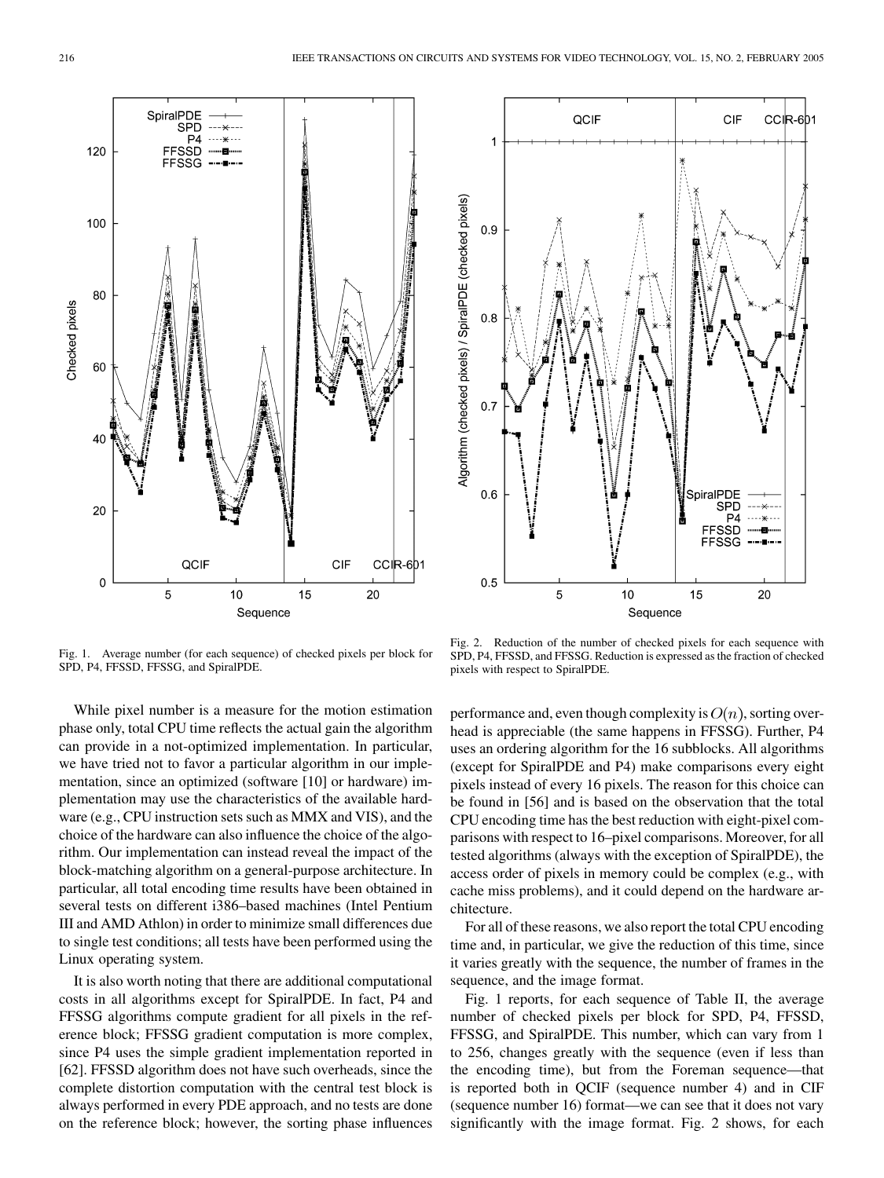Fig. 1. Average number (for each sequence) of checked pixels per block for SPD, P4, FFSSD, FFSSG, and SpiralPDE.

Fig. 2. Reduction of the number of checked pixels for each sequence with SPD, P4, FFSSD, and FFSSG. Reduction is expressed as the fraction of checked pixels with respect to SpiralPDE.

While pixel number is a measure for the motion estimation phase only, total CPU time reflects the actual gain the algorithm can provide in a not-optimized implementation. In particular, we have tried not to favor a particular algorithm in our implementation, since an optimized (software [10] or hardware) implementation may use the characteristics of the available hardware (e.g., CPU instruction sets such as MMX and VIS), and the choice of the hardware can also influence the choice of the algorithm. Our implementation can instead reveal the impact of the block-matching algorithm on a general-purpose architecture. In particular, all total encoding time results have been obtained in several tests on different i386–based machines (Intel Pentium III and AMD Athlon) in order to minimize small differences due to single test conditions; all tests have been performed using the Linux operating system.

It is also worth noting that there are additional computational costs in all algorithms except for SpiralPDE. In fact, P4 and FFSSG algorithms compute gradient for all pixels in the reference block; FFSSG gradient computation is more complex, since P4 uses the simple gradient implementation reported in [62]. FFSSD algorithm does not have such overheads, since the complete distortion computation with the central test block is always performed in every PDE approach, and no tests are done on the reference block; however, the sorting phase influences performance and, even though complexity is $O(n)$, sorting overhead is appreciable (the same happens in FFSSG). Further, P4 uses an ordering algorithm for the 16 subblocks. All algorithms (except for SpiralPDE and P4) make comparisons every eight pixels instead of every 16 pixels. The reason for this choice can be found in [56] and is based on the observation that the total CPU encoding time has the best reduction with eight-pixel comparisons with respect to 16–pixel comparisons. Moreover, for all tested algorithms (always with the exception of SpiralPDE), the access order of pixels in memory could be complex (e.g., with cache miss problems), and it could depend on the hardware architecture.

For all of these reasons, we also report the total CPU encoding time and, in particular, we give the reduction of this time, since it varies greatly with the sequence, the number of frames in the sequence, and the image format.

Fig. 1 reports, for each sequence of Table II, the average number of checked pixels per block for SPD, P4, FFSSD, FFSSG, and SpiralPDE. This number, which can vary from 1 to 256, changes greatly with the sequence (even if less than the encoding time), but from the Foreman sequence—that is reported both in QCIF (sequence number 4) and in CIF (sequence number 16) format—we can see that it does not vary significantly with the image format. Fig. 2 shows, for each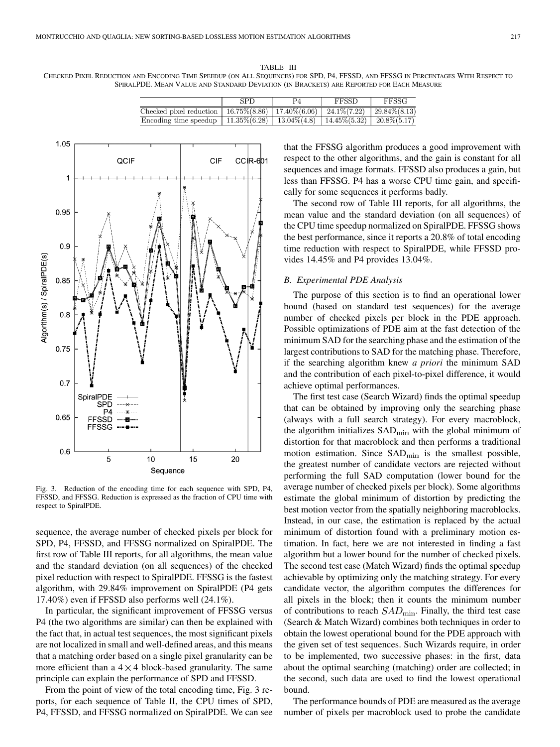TABLE III
CHECKED PIXEL REDUCTION AND ENCODING TIME SPEEDUP (ON ALL SEQUENCES) FOR SPD, P4, FFSSD, AND FFSSG IN PERCENTAGES WITH RESPECT TO SPIRALPDE. MEAN VALUE AND STANDARD DEVIATION (IN BRACKETS) ARE REPORTED FOR EACH MEASURE

| | SPD | P4 | FFSSD | FFSSG |
|---|---|---|---|---|
| Checked pixel reduction | 16.75%(8.86) | 17.40%(6.06) | 24.1%(7.22) | 29.84%(8.13) |
| Encoding time speedup | 11.35%(6.28) | 13.04%(4.8) | 14.45%(5.32) | 20.8%(5.17) |

Fig. 3. Reduction of the encoding time for each sequence with SPD, P4, FFSSD, and FFSSG. Reduction is expressed as the fraction of CPU time with respect to SpiralPDE.

sequence, the average number of checked pixels per block for SPD, P4, FFSSD, and FFSSG normalized on SpiralPDE. The first row of Table III reports, for all algorithms, the mean value and the standard deviation (on all sequences) of the checked pixel reduction with respect to SpiralPDE. FFSSG is the fastest algorithm, with 29.84% improvement on SpiralPDE (P4 gets 17.40%) even if FFSSD also performs well (24.1%).

In particular, the significant improvement of FFSSG versus P4 (the two algorithms are similar) can then be explained with the fact that, in actual test sequences, the most significant pixels are not localized in small and well-defined areas, and this means that a matching order based on a single pixel granularity can be more efficient than a $4 \times 4$ block-based granularity. The same principle can explain the performance of SPD and FFSSD.

From the point of view of the total encoding time, Fig. 3 reports, for each sequence of Table II, the CPU times of SPD, P4, FFSSD, and FFSSG normalized on SpiralPDE. We can see that the FFSSG algorithm produces a good improvement with respect to the other algorithms, and the gain is constant for all sequences and image formats. FFSSD also produces a gain, but less than FFSSG. P4 has a worse CPU time gain, and specifically for some sequences it performs badly.

The second row of Table III reports, for all algorithms, the mean value and the standard deviation (on all sequences) of the CPU time speedup normalized on SpiralPDE. FFSSG shows the best performance, since it reports a 20.8% of total encoding time reduction with respect to SpiralPDE, while FFSSD provides 14.45% and P4 provides 13.04%.

### B. Experimental PDE Analysis

The purpose of this section is to find an operational lower bound (based on standard test sequences) for the average number of checked pixels per block in the PDE approach. Possible optimizations of PDE aim at the fast detection of the minimum SAD for the searching phase and the estimation of the largest contributions to SAD for the matching phase. Therefore, if the searching algorithm knew *a priori* the minimum SAD and the contribution of each pixel-to-pixel difference, it would achieve optimal performances.

The first test case (Search Wizard) finds the optimal speedup that can be obtained by improving only the searching phase (always with a full search strategy). For every macroblock, the algorithm initializes $\mathrm{SAD}_{\min}$ with the global minimum of distortion for that macroblock and then performs a traditional motion estimation. Since $\mathrm{SAD}_{\min}$ is the smallest possible, the greatest number of candidate vectors are rejected without performing the full SAD computation (lower bound for the average number of checked pixels per block). Some algorithms estimate the global minimum of distortion by predicting the best motion vector from the spatially neighboring macroblocks. Instead, in our case, the estimation is replaced by the actual minimum of distortion found with a preliminary motion estimation. In fact, here we are not interested in finding a fast algorithm but a lower bound for the number of checked pixels. The second test case (Match Wizard) finds the optimal speedup achievable by optimizing only the matching strategy. For every candidate vector, the algorithm computes the differences for all pixels in the block; then it counts the minimum number of contributions to reach $SAD_{\min}$. Finally, the third test case (Search & Match Wizard) combines both techniques in order to obtain the lowest operational bound for the PDE approach with the given set of test sequences. Such Wizards require, in order to be implemented, two successive phases: in the first, data about the optimal searching (matching) order are collected; in the second, such data are used to find the lowest operational bound.

The performance bounds of PDE are measured as the average number of pixels per macroblock used to probe the candidate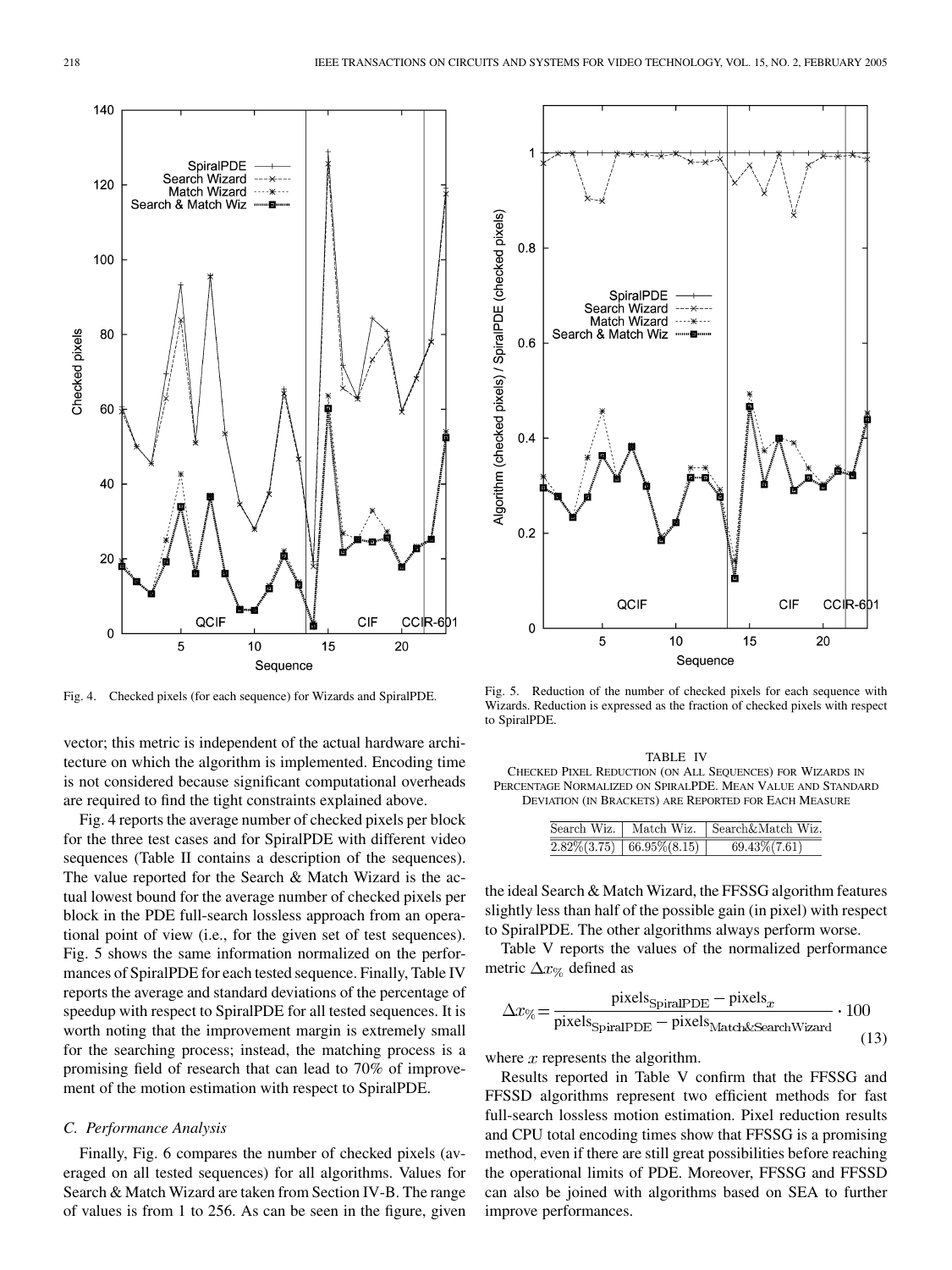Fig. 4. Checked pixels (for each sequence) for Wizards and SpiralPDE.

Fig. 5. Reduction of the number of checked pixels for each sequence with Wizards. Reduction is expressed as the fraction of checked pixels with respect to SpiralPDE.

vector; this metric is independent of the actual hardware architecture on which the algorithm is implemented. Encoding time is not considered because significant computational overheads are required to find the tight constraints explained above.

Fig. 4 reports the average number of checked pixels per block for the three test cases and for SpiralPDE with different video sequences (Table II contains a description of the sequences). The value reported for the Search & Match Wizard is the actual lowest bound for the average number of checked pixels per block in the PDE full-search lossless approach from an operational point of view (i.e., for the given set of test sequences). Fig. 5 shows the same information normalized on the performances of SpiralPDE for each tested sequence. Finally, Table IV reports the average and standard deviations of the percentage of speedup with respect to SpiralPDE for all tested sequences. It is worth noting that the improvement margin is extremely small for the searching process; instead, the matching process is a promising field of research that can lead to 70% of improvement of the motion estimation with respect to SpiralPDE.

### C. Performance Analysis

Finally, Fig. 6 compares the number of checked pixels (averaged on all tested sequences) for all algorithms. Values for Search & Match Wizard are taken from Section IV-B. The range of values is from 1 to 256. As can be seen in the figure, given the ideal Search & Match Wizard, the FFSSG algorithm features slightly less than half of the possible gain (in pixel) with respect to SpiralPDE. The other algorithms always perform worse.

TABLE IV
CHECKED PIXEL REDUCTION (ON ALL SEQUENCES) FOR WIZARDS IN PERCENTAGE NORMALIZED ON SPIRALPDE. MEAN VALUE AND STANDARD DEVIATION (IN BRACKETS) ARE REPORTED FOR EACH MEASURE

| Search Wiz. | Match Wiz. | Search&Match Wiz. |
|---|---|---|
| 2.82%(3.75) | 66.95%(8.15) | 69.43%(7.61) |

Table V reports the values of the normalized performance metric $\Delta x_{\%}$ defined as

$$\Delta x_{\%} = \frac{\text{pixels}_{\text{SpiralPDE}} - \text{pixels}_{x}}{\text{pixels}_{\text{SpiralPDE}} - \text{pixels}_{\text{Match\&SearchWizard}}} \cdot 100 \tag{13}$$

where $x$ represents the algorithm.

Results reported in Table V confirm that the FFSSG and FFSSD algorithms represent two efficient methods for fast full-search lossless motion estimation. Pixel reduction results and CPU total encoding times show that FFSSG is a promising method, even if there are still great possibilities before reaching the operational limits of PDE. Moreover, FFSSG and FFSSD can also be joined with algorithms based on SEA to further improve performances.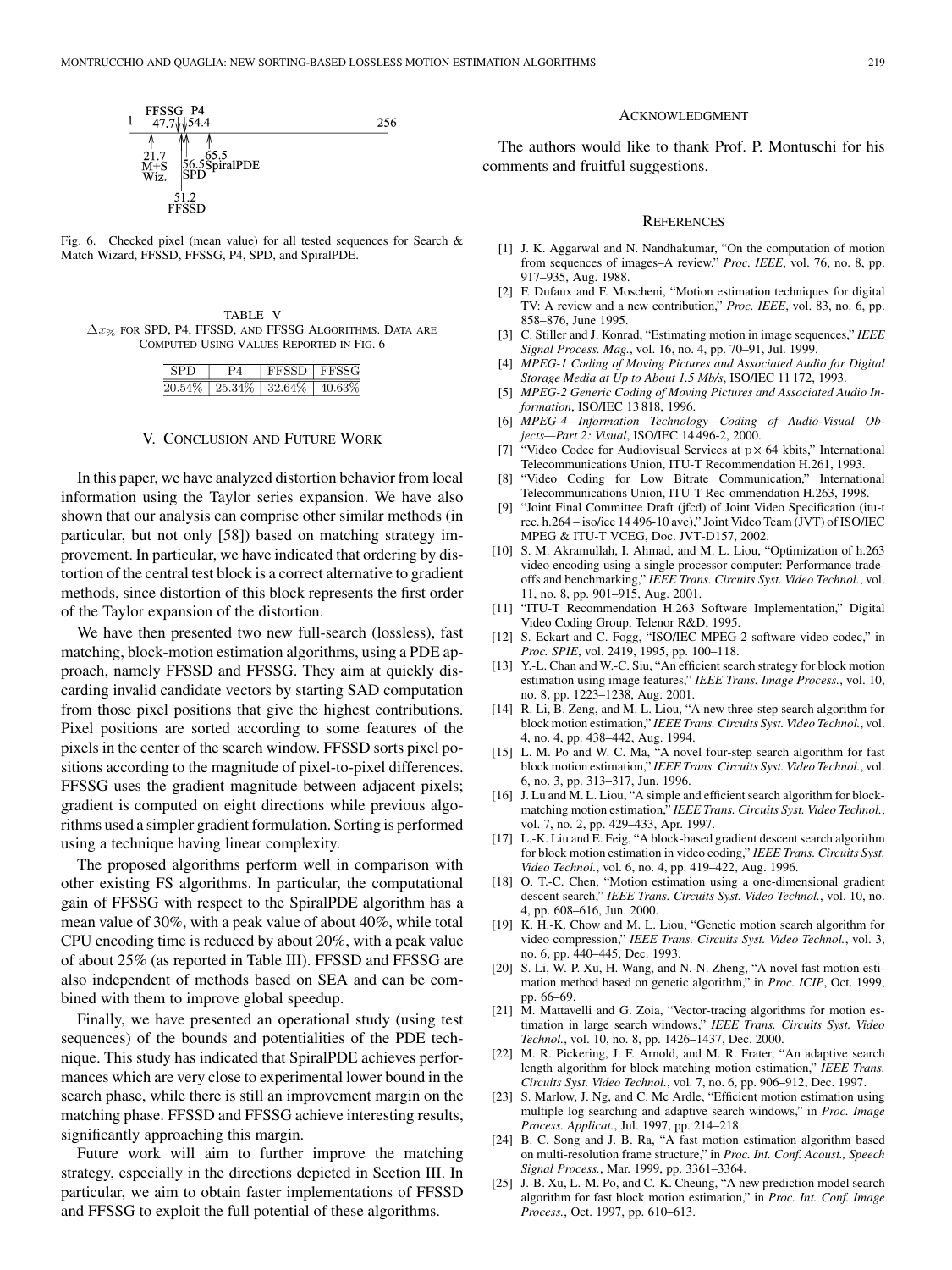Fig. 6. Checked pixel (mean value) for all tested sequences for Search & Match Wizard, FFSSD, FFSSG, P4, SPD, and SpiralPDE.

TABLE V
$\Delta x_{\%}$ FOR SPD, P4, FFSSD, AND FFSSG ALGORITHMS. DATA ARE COMPUTED USING VALUES REPORTED IN FIG. 6

| SPD | P4 | FFSSD | FFSSG |
|---|---|---|---|
| 20.54% | 25.34% | 32.64% | 40.63% |

## V. CONCLUSION AND FUTURE WORK

In this paper, we have analyzed distortion behavior from local information using the Taylor series expansion. We have also shown that our analysis can comprise other similar methods (in particular, but not only [58]) based on matching strategy improvement. In particular, we have indicated that ordering by distortion of the central test block is a correct alternative to gradient methods, since distortion of this block represents the first order of the Taylor expansion of the distortion.

We have then presented two new full-search (lossless), fast matching, block-motion estimation algorithms, using a PDE approach, namely FFSSD and FFSSG. They aim at quickly discarding invalid candidate vectors by starting SAD computation from those pixel positions that give the highest contributions. Pixel positions are sorted according to some features of the pixels in the center of the search window. FFSSD sorts pixel positions according to the magnitude of pixel-to-pixel differences. FFSSG uses the gradient magnitude between adjacent pixels; gradient is computed on eight directions while previous algorithms used a simpler gradient formulation. Sorting is performed using a technique having linear complexity.

The proposed algorithms perform well in comparison with other existing FS algorithms. In particular, the computational gain of FFSSG with respect to the SpiralPDE algorithm has a mean value of 30%, with a peak value of about 40%, while total CPU encoding time is reduced by about 20%, with a peak value of about 25% (as reported in Table III). FFSSD and FFSSG are also independent of methods based on SEA and can be combined with them to improve global speedup.

Finally, we have presented an operational study (using test sequences) of the bounds and potentialities of the PDE technique. This study has indicated that SpiralPDE achieves performances which are very close to experimental lower bound in the search phase, while there is still an improvement margin on the matching phase. FFSSD and FFSSG achieve interesting results, significantly approaching this margin.

Future work will aim to further improve the matching strategy, especially in the directions depicted in Section III. In particular, we aim to obtain faster implementations of FFSSD and FFSSG to exploit the full potential of these algorithms.

## ACKNOWLEDGMENT

The authors would like to thank Prof. P. Montuschi for his comments and fruitful suggestions.

## REFERENCES

[1] J. K. Aggarwal and N. Nandhakumar, "On the computation of motion from sequences of images–A review," *Proc. IEEE*, vol. 76, no. 8, pp. 917–935, Aug. 1988.

[2] F. Dufaux and F. Moscheni, "Motion estimation techniques for digital TV: A review and a new contribution," *Proc. IEEE*, vol. 83, no. 6, pp. 858–876, June 1995.

[3] C. Stiller and J. Konrad, "Estimating motion in image sequences," *IEEE Signal Process. Mag.*, vol. 16, no. 4, pp. 70–91, Jul. 1999.

[4] *MPEG-1 Coding of Moving Pictures and Associated Audio for Digital Storage Media at Up to About 1.5 Mb/s*, ISO/IEC 11 172, 1993.

[5] *MPEG-2 Generic Coding of Moving Pictures and Associated Audio Information*, ISO/IEC 13 818, 1996.

[6] *MPEG-4—Information Technology—Coding of Audio-Visual Objects—Part 2: Visual*, ISO/IEC 14 496-2, 2000.

[7] "Video Codec for Audiovisual Services at p× 64 kbits," International Telecommunications Union, ITU-T Recommendation H.261, 1993.

[8] "Video Coding for Low Bitrate Communication," International Telecommunications Union, ITU-T Rec-ommendation H.263, 1998.

[9] "Joint Final Committee Draft (jfcd) of Joint Video Specification (itu-t rec. h.264 – iso/iec 14 496-10 avc)," Joint Video Team (JVT) of ISO/IEC MPEG & ITU-T VCEG, Doc. JVT-D157, 2002.

[10] S. M. Akramullah, I. Ahmad, and M. L. Liou, "Optimization of h.263 video encoding using a single processor computer: Performance tradeoffs and benchmarking," *IEEE Trans. Circuits Syst. Video Technol.*, vol. 11, no. 8, pp. 901–915, Aug. 2001.

[11] "ITU-T Recommendation H.263 Software Implementation," Digital Video Coding Group, Telenor R&D, 1995.

[12] S. Eckart and C. Fogg, "ISO/IEC MPEG-2 software video codec," in *Proc. SPIE*, vol. 2419, 1995, pp. 100–118.

[13] Y.-L. Chan and W.-C. Siu, "An efficient search strategy for block motion estimation using image features," *IEEE Trans. Image Process.*, vol. 10, no. 8, pp. 1223–1238, Aug. 2001.

[14] R. Li, B. Zeng, and M. L. Liou, "A new three-step search algorithm for block motion estimation," *IEEE Trans. Circuits Syst. Video Technol.*, vol. 4, no. 4, pp. 438–442, Aug. 1994.

[15] L. M. Po and W. C. Ma, "A novel four-step search algorithm for fast block motion estimation," *IEEE Trans. Circuits Syst. Video Technol.*, vol. 6, no. 3, pp. 313–317, Jun. 1996.

[16] J. Lu and M. L. Liou, "A simple and efficient search algorithm for block-matching motion estimation," *IEEE Trans. Circuits Syst. Video Technol.*, vol. 7, no. 2, pp. 429–433, Apr. 1997.

[17] L.-K. Liu and E. Feig, "A block-based gradient descent search algorithm for block motion estimation in video coding," *IEEE Trans. Circuits Syst. Video Technol.*, vol. 6, no. 4, pp. 419–422, Aug. 1996.

[18] O. T.-C. Chen, "Motion estimation using a one-dimensional gradient descent search," *IEEE Trans. Circuits Syst. Video Technol.*, vol. 10, no. 4, pp. 608–616, Jun. 2000.

[19] K. H.-K. Chow and M. L. Liou, "Genetic motion search algorithm for video compression," *IEEE Trans. Circuits Syst. Video Technol.*, vol. 3, no. 6, pp. 440–445, Dec. 1993.

[20] S. Li, W.-P. Xu, H. Wang, and N.-N. Zheng, "A novel fast motion estimation method based on genetic algorithm," in *Proc. ICIP*, Oct. 1999, pp. 66–69.

[21] M. Mattavelli and G. Zoia, "Vector-tracing algorithms for motion estimation in large search windows," *IEEE Trans. Circuits Syst. Video Technol.*, vol. 10, no. 8, pp. 1426–1437, Dec. 2000.

[22] M. R. Pickering, J. F. Arnold, and M. R. Frater, "An adaptive search length algorithm for block matching motion estimation," *IEEE Trans. Circuits Syst. Video Technol.*, vol. 7, no. 6, pp. 906–912, Dec. 1997.

[23] S. Marlow, J. Ng, and C. Mc Ardle, "Efficient motion estimation using multiple log searching and adaptive search windows," in *Proc. Image Process. Applicat.*, Jul. 1997, pp. 214–218.

[24] B. C. Song and J. B. Ra, "A fast motion estimation algorithm based on multi-resolution frame structure," in *Proc. Int. Conf. Acoust., Speech Signal Process.*, Mar. 1999, pp. 3361–3364.

[25] J.-B. Xu, L.-M. Po, and C.-K. Cheung, "A new prediction model search algorithm for fast block motion estimation," in *Proc. Int. Conf. Image Process.*, Oct. 1997, pp. 610–613.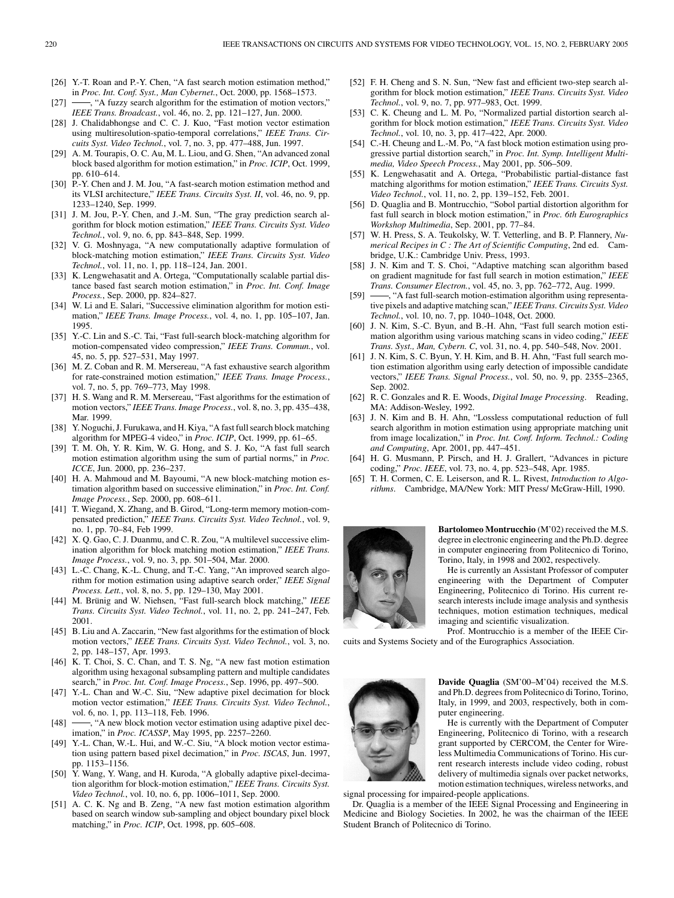[26] Y.-T. Roan and P.-Y. Chen, “A fast search motion estimation method,” in *Proc. Int. Conf. Syst., Man Cybernet.*, Oct. 2000, pp. 1568–1573.

[27] ——, “A fuzzy search algorithm for the estimation of motion vectors,” *IEEE Trans. Broadcast.*, vol. 46, no. 2, pp. 121–127, Jun. 2000.

[28] J. Chalidabhongse and C. C. J. Kuo, “Fast motion vector estimation using multiresolution-spatio-temporal correlations,” *IEEE Trans. Circuits Syst. Video Technol.*, vol. 7, no. 3, pp. 477–488, Jun. 1997.

[29] A. M. Tourapis, O. C. Au, M. L. Liou, and G. Shen, “An advanced zonal block based algorithm for motion estimation,” in *Proc. ICIP*, Oct. 1999, pp. 610–614.

[30] P.-Y. Chen and J. M. Jou, “A fast-search motion estimation method and its VLSI architecture,” *IEEE Trans. Circuits Syst. II*, vol. 46, no. 9, pp. 1233–1240, Sep. 1999.

[31] J. M. Jou, P.-Y. Chen, and J.-M. Sun, “The gray prediction search algorithm for block motion estimation,” *IEEE Trans. Circuits Syst. Video Technol.*, vol. 9, no. 6, pp. 843–848, Sep. 1999.

[32] V. G. Moshnyaga, “A new computationally adaptive formulation of block-matching motion estimation,” *IEEE Trans. Circuits Syst. Video Technol.*, vol. 11, no. 1, pp. 118–124, Jan. 2001.

[33] K. Lengwehasatit and A. Ortega, “Computationally scalable partial distance based fast search motion estimation,” in *Proc. Int. Conf. Image Process.*, Sep. 2000, pp. 824–827.

[34] W. Li and E. Salari, “Successive elimination algorithm for motion estimation,” *IEEE Trans. Image Process.*, vol. 4, no. 1, pp. 105–107, Jan. 1995.

[35] Y.-C. Lin and S.-C. Tai, “Fast full-search block-matching algorithm for motion-compensated video compression,” *IEEE Trans. Commun.*, vol. 45, no. 5, pp. 527–531, May 1997.

[36] M. Z. Coban and R. M. Mersereau, “A fast exhaustive search algorithm for rate-constrained motion estimation,” *IEEE Trans. Image Process.*, vol. 7, no. 5, pp. 769–773, May 1998.

[37] H. S. Wang and R. M. Mersereau, “Fast algorithms for the estimation of motion vectors,” *IEEE Trans. Image Process.*, vol. 8, no. 3, pp. 435–438, Mar. 1999.

[38] Y. Noguchi, J. Furukawa, and H. Kiya, “A fast full search block matching algorithm for MPEG-4 video,” in *Proc. ICIP*, Oct. 1999, pp. 61–65.

[39] T. M. Oh, Y. R. Kim, W. G. Hong, and S. J. Ko, “A fast full search motion estimation algorithm using the sum of partial norms,” in *Proc. ICCE*, Jun. 2000, pp. 236–237.

[40] H. A. Mahmoud and M. Bayoumi, “A new block-matching motion estimation algorithm based on successive elimination,” in *Proc. Int. Conf. Image Process.*, Sep. 2000, pp. 608–611.

[41] T. Wiegand, X. Zhang, and B. Girod, “Long-term memory motion-compensated prediction,” *IEEE Trans. Circuits Syst. Video Technol.*, vol. 9, no. 1, pp. 70–84, Feb 1999.

[42] X. Q. Gao, C. J. Duanmu, and C. R. Zou, “A multilevel successive elimination algorithm for block matching motion estimation,” *IEEE Trans. Image Process.*, vol. 9, no. 3, pp. 501–504, Mar. 2000.

[43] L.-C. Chang, K.-L. Chung, and T.-C. Yang, “An improved search algorithm for motion estimation using adaptive search order,” *IEEE Signal Process. Lett.*, vol. 8, no. 5, pp. 129–130, May 2001.

[44] M. Brünig and W. Niehsen, “Fast full-search block matching,” *IEEE Trans. Circuits Syst. Video Technol.*, vol. 11, no. 2, pp. 241–247, Feb. 2001.

[45] B. Liu and A. Zaccarin, “New fast algorithms for the estimation of block motion vectors,” *IEEE Trans. Circuits Syst. Video Technol.*, vol. 3, no. 2, pp. 148–157, Apr. 1993.

[46] K. T. Choi, S. C. Chan, and T. S. Ng, “A new fast motion estimation algorithm using hexagonal subsampling pattern and multiple candidates search,” in *Proc. Int. Conf. Image Process.*, Sep. 1996, pp. 497–500.

[47] Y.-L. Chan and W.-C. Siu, “New adaptive pixel decimation for block motion vector estimation,” *IEEE Trans. Circuits Syst. Video Technol.*, vol. 6, no. 1, pp. 113–118, Feb. 1996.

[48] ——, “A new block motion vector estimation using adaptive pixel decimation,” in *Proc. ICASSP*, May 1995, pp. 2257–2260.

[49] Y.-L. Chan, W.-L. Hui, and W.-C. Siu, “A block motion vector estimation using pattern based pixel decimation,” in *Proc. ISCAS*, Jun. 1997, pp. 1153–1156.

[50] Y. Wang, Y. Wang, and H. Kuroda, “A globally adaptive pixel-decimation algorithm for block-motion estimation,” *IEEE Trans. Circuits Syst. Video Technol.*, vol. 10, no. 6, pp. 1006–1011, Sep. 2000.

[51] A. C. K. Ng and B. Zeng, “A new fast motion estimation algorithm based on search window sub-sampling and object boundary pixel block matching,” in *Proc. ICIP*, Oct. 1998, pp. 605–608.

[52] F. H. Cheng and S. N. Sun, “New fast and efficient two-step search algorithm for block motion estimation,” *IEEE Trans. Circuits Syst. Video Technol.*, vol. 9, no. 7, pp. 977–983, Oct. 1999.

[53] C. K. Cheung and L. M. Po, “Normalized partial distortion search algorithm for block motion estimation,” *IEEE Trans. Circuits Syst. Video Technol.*, vol. 10, no. 3, pp. 417–422, Apr. 2000.

[54] C.-H. Cheung and L.-M. Po, “A fast block motion estimation using progressive partial distortion search,” in *Proc. Int. Symp. Intelligent Multimedia, Video Speech Process.*, May 2001, pp. 506–509.

[55] K. Lengwehasatit and A. Ortega, “Probabilistic partial-distance fast matching algorithms for motion estimation,” *IEEE Trans. Circuits Syst. Video Technol.*, vol. 11, no. 2, pp. 139–152, Feb. 2001.

[56] D. Quaglia and B. Montrucchio, “Sobol partial distortion algorithm for fast full search in block motion estimation,” in *Proc. 6th Eurographics Workshop Multimedia*, Sep. 2001, pp. 77–84.

[57] W. H. Press, S. A. Teukolsky, W. T. Vetterling, and B. P. Flannery, *Numerical Recipes in C : The Art of Scientific Computing*, 2nd ed. Cambridge, U.K.: Cambridge Univ. Press, 1993.

[58] J. N. Kim and T. S. Choi, “Adaptive matching scan algorithm based on gradient magnitude for fast full search in motion estimation,” *IEEE Trans. Consumer Electron.*, vol. 45, no. 3, pp. 762–772, Aug. 1999.

[59] ——, “A fast full-search motion-estimation algorithm using representative pixels and adaptive matching scan,” *IEEE Trans. Circuits Syst. Video Technol.*, vol. 10, no. 7, pp. 1040–1048, Oct. 2000.

[60] J. N. Kim, S.-C. Byun, and B.-H. Ahn, “Fast full search motion estimation algorithm using various matching scans in video coding,” *IEEE Trans. Syst., Man, Cybern. C*, vol. 31, no. 4, pp. 540–548, Nov. 2001.

[61] J. N. Kim, S. C. Byun, Y. H. Kim, and B. H. Ahn, “Fast full search motion estimation algorithm using early detection of impossible candidate vectors,” *IEEE Trans. Signal Process.*, vol. 50, no. 9, pp. 2355–2365, Sep. 2002.

[62] R. C. Gonzales and R. E. Woods, *Digital Image Processing*. Reading, MA: Addison-Wesley, 1992.

[63] J. N. Kim and B. H. Ahn, “Lossless computational reduction of full search algorithm in motion estimation using appropriate matching unit from image localization,” in *Proc. Int. Conf. Inform. Technol.: Coding and Computing*, Apr. 2001, pp. 447–451.

[64] H. G. Musmann, P. Pirsch, and H. J. Grallert, “Advances in picture coding,” *Proc. IEEE*, vol. 73, no. 4, pp. 523–548, Apr. 1985.

[65] T. H. Cormen, C. E. Leiserson, and R. L. Rivest, *Introduction to Algorithms*. Cambridge, MA/New York: MIT Press/ McGraw-Hill, 1990.

**Bartolomeo Montrucchio** (M’02) received the M.S. degree in electronic engineering and the Ph.D. degree in computer engineering from Politecnico di Torino, Torino, Italy, in 1998 and 2002, respectively.

He is currently an Assistant Professor of computer engineering with the Department of Computer Engineering, Politecnico di Torino. His current research interests include image analysis and synthesis techniques, motion estimation techniques, medical imaging and scientific visualization.

Prof. Montrucchio is a member of the IEEE Circuits and Systems Society and of the Eurographics Association.

**Davide Quaglia** (SM’00–M’04) received the M.S. and Ph.D. degrees from Politecnico di Torino, Torino, Italy, in 1999, and 2003, respectively, both in computer engineering.

He is currently with the Department of Computer Engineering, Politecnico di Torino, with a research grant supported by CERCOM, the Center for Wireless Multimedia Communications of Torino. His current research interests include video coding, robust delivery of multimedia signals over packet networks, motion estimation techniques, wireless networks, and signal processing for impaired-people applications.

Dr. Quaglia is a member of the IEEE Signal Processing and Engineering in Medicine and Biology Societies. In 2002, he was the chairman of the IEEE Student Branch of Politecnico di Torino.